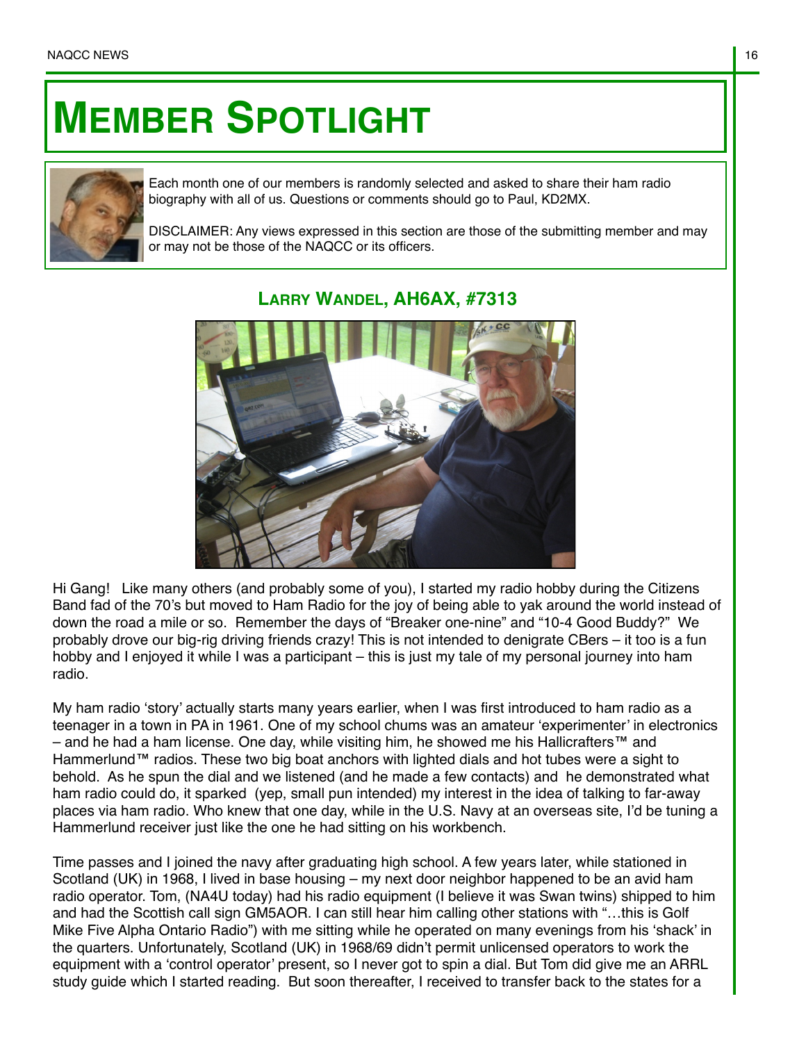# MEMBER SPOTLIGHT

Each month one of our members is randomly selected and asked to share their ham radio biography with all of us. Questions or comments should go to Paul, KD2MX.

DISCLAIMER: Any views expressed in this section are those of the submitting member and may or may not be those of the NAQCC or its officers.

## LARRY WANDEL, AH6AX, #7313

Hi Gang! Like many others (and probably some of you), I started my radio hobby during the Citizens Band fad of the 70's but moved to Ham Radio for the joy of being able to yak around the world instead of down the road a mile or so. Remember the days of "Breaker one-nine" and "10-4 Good Buddy?" We probably drove our big-rig driving friends crazy! This is not intended to denigrate CBers – it too is a fun hobby and I enjoyed it while I was a participant – this is just my tale of my personal journey into ham radio.

My ham radio 'story' actually starts many years earlier, when I was first introduced to ham radio as a teenager in a town in PA in 1961. One of my school chums was an amateur 'experimenter' in electronics – and he had a ham license. One day, while visiting him, he showed me his Hallicrafters™ and Hammerlund™ radios. These two big boat anchors with lighted dials and hot tubes were a sight to behold. As he spun the dial and we listened (and he made a few contacts) and he demonstrated what ham radio could do, it sparked (yep, small pun intended) my interest in the idea of talking to far-away places via ham radio. Who knew that one day, while in the U.S. Navy at an overseas site, I'd be tuning a Hammerlund receiver just like the one he had sitting on his workbench.

Time passes and I joined the navy after graduating high school. A few years later, while stationed in Scotland (UK) in 1968, I lived in base housing – my next door neighbor happened to be an avid ham radio operator. Tom, (NA4U today) had his radio equipment (I believe it was Swan twins) shipped to him and had the Scottish call sign GM5AOR. I can still hear him calling other stations with "…this is Golf Mike Five Alpha Ontario Radio") with me sitting while he operated on many evenings from his 'shack' in the quarters. Unfortunately, Scotland (UK) in 1968/69 didn't permit unlicensed operators to work the equipment with a 'control operator' present, so I never got to spin a dial. But Tom did give me an ARRL study guide which I started reading. But soon thereafter, I received to transfer back to the states for a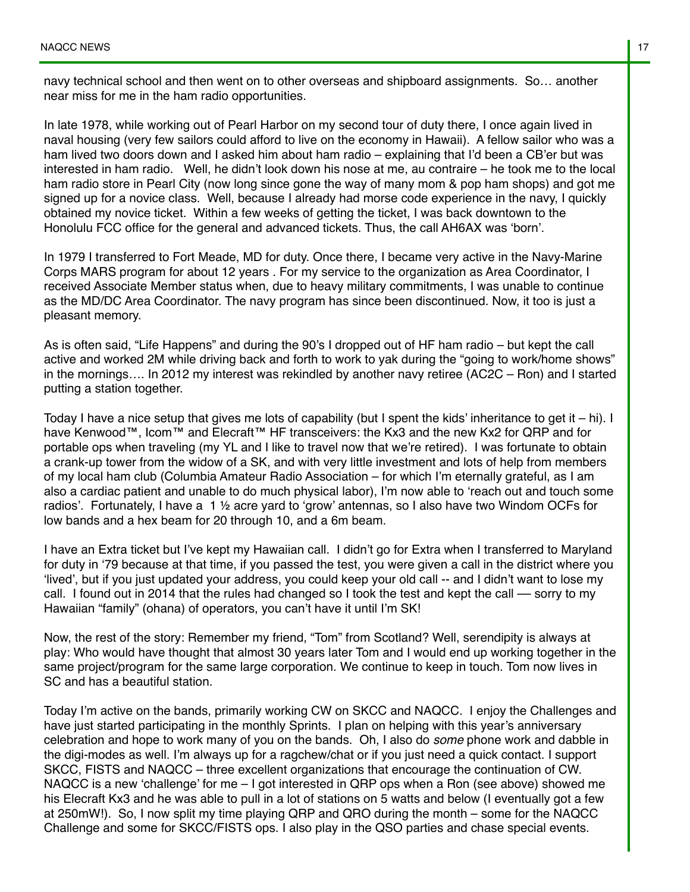navy technical school and then went on to other overseas and shipboard assignments. So… another near miss for me in the ham radio opportunities.

In late 1978, while working out of Pearl Harbor on my second tour of duty there, I once again lived in naval housing (very few sailors could afford to live on the economy in Hawaii). A fellow sailor who was a ham lived two doors down and I asked him about ham radio – explaining that I'd been a CB'er but was interested in ham radio. Well, he didn't look down his nose at me, au contraire – he took me to the local ham radio store in Pearl City (now long since gone the way of many mom & pop ham shops) and got me signed up for a novice class. Well, because I already had morse code experience in the navy, I quickly obtained my novice ticket. Within a few weeks of getting the ticket, I was back downtown to the Honolulu FCC office for the general and advanced tickets. Thus, the call AH6AX was 'born'.

In 1979 I transferred to Fort Meade, MD for duty. Once there, I became very active in the Navy-Marine Corps MARS program for about 12 years . For my service to the organization as Area Coordinator, I received Associate Member status when, due to heavy military commitments, I was unable to continue as the MD/DC Area Coordinator. The navy program has since been discontinued. Now, it too is just a pleasant memory.

As is often said, "Life Happens" and during the 90's I dropped out of HF ham radio – but kept the call active and worked 2M while driving back and forth to work to yak during the "going to work/home shows" in the mornings…. In 2012 my interest was rekindled by another navy retiree (AC2C – Ron) and I started putting a station together.

Today I have a nice setup that gives me lots of capability (but I spent the kids' inheritance to get it – hi). I have Kenwood™, Icom™ and Elecraft™ HF transceivers: the Kx3 and the new Kx2 for QRP and for portable ops when traveling (my YL and I like to travel now that we're retired). I was fortunate to obtain a crank-up tower from the widow of a SK, and with very little investment and lots of help from members of my local ham club (Columbia Amateur Radio Association – for which I'm eternally grateful, as I am also a cardiac patient and unable to do much physical labor), I'm now able to 'reach out and touch some radios'. Fortunately, I have a 1 ½ acre yard to 'grow' antennas, so I also have two Windom OCFs for low bands and a hex beam for 20 through 10, and a 6m beam.

I have an Extra ticket but I've kept my Hawaiian call. I didn't go for Extra when I transferred to Maryland for duty in '79 because at that time, if you passed the test, you were given a call in the district where you 'lived', but if you just updated your address, you could keep your old call -- and I didn't want to lose my call. I found out in 2014 that the rules had changed so I took the test and kept the call — sorry to my Hawaiian "family" (ohana) of operators, you can't have it until I'm SK!

Now, the rest of the story: Remember my friend, "Tom" from Scotland? Well, serendipity is always at play: Who would have thought that almost 30 years later Tom and I would end up working together in the same project/program for the same large corporation. We continue to keep in touch. Tom now lives in SC and has a beautiful station.

Today I'm active on the bands, primarily working CW on SKCC and NAQCC. I enjoy the Challenges and have just started participating in the monthly Sprints. I plan on helping with this year's anniversary celebration and hope to work many of you on the bands. Oh, I also do *some* phone work and dabble in the digi-modes as well. I'm always up for a ragchew/chat or if you just need a quick contact. I support SKCC, FISTS and NAQCC – three excellent organizations that encourage the continuation of CW. NAQCC is a new 'challenge' for me – I got interested in QRP ops when a Ron (see above) showed me his Elecraft Kx3 and he was able to pull in a lot of stations on 5 watts and below (I eventually got a few at 250mW!). So, I now split my time playing QRP and QRO during the month – some for the NAQCC Challenge and some for SKCC/FISTS ops. I also play in the QSO parties and chase special events.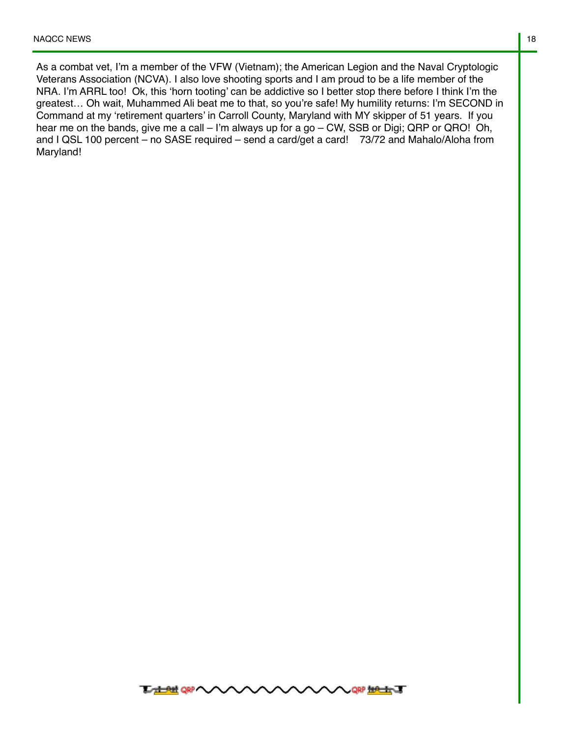As a combat vet, I'm a member of the VFW (Vietnam); the American Legion and the Naval Cryptologic Veterans Association (NCVA). I also love shooting sports and I am proud to be a life member of the NRA. I'm ARRL too! Ok, this 'horn tooting' can be addictive so I better stop there before I think I'm the greatest… Oh wait, Muhammed Ali beat me to that, so you're safe! My humility returns: I'm SECOND in Command at my 'retirement quarters' in Carroll County, Maryland with MY skipper of 51 years. If you hear me on the bands, give me a call – I'm always up for a go – CW, SSB or Digi; QRP or QRO! Oh, and I QSL 100 percent – no SASE required – send a card/get a card! 73/72 and Mahalo/Aloha from Maryland!